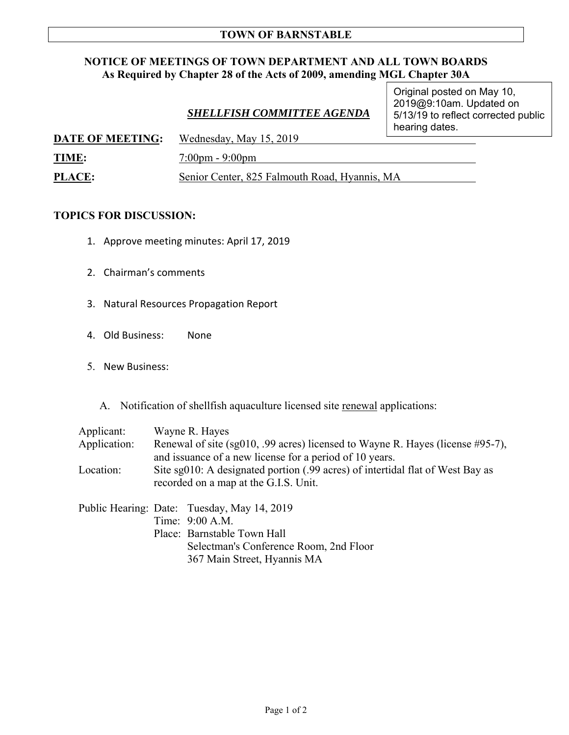# TOWN OF BARNSTABLE

## NOTICE OF MEETINGS OF TOWN DEPARTMENT AND ALL TOWN BOARDS
**As Required by Chapter 28 of the Acts of 2009, amending MGL Chapter 30A**

Original posted on May 10, 2019@9:10am. Updated on 5/13/19 to reflect corrected public hearing dates.

### ***SHELLFISH COMMITTEE AGENDA***

**DATE OF MEETING:** Wednesday, May 15, 2019

**TIME:** 7:00pm - 9:00pm

**PLACE:** Senior Center, 825 Falmouth Road, Hyannis, MA

**TOPICS FOR DISCUSSION:**

1. Approve meeting minutes: April 17, 2019
2. Chairman's comments
3. Natural Resources Propagation Report
4. Old Business: None
5. New Business:

   A. Notification of shellfish aquaculture licensed site renewal applications:

Applicant: Wayne R. Hayes

Application: Renewal of site (sg010, .99 acres) licensed to Wayne R. Hayes (license #95-7), and issuance of a new license for a period of 10 years.

Location: Site sg010: A designated portion (.99 acres) of intertidal flat of West Bay as recorded on a map at the G.I.S. Unit.

Public Hearing: Date: Tuesday, May 14, 2019
Time: 9:00 A.M.
Place: Barnstable Town Hall
Selectman's Conference Room, 2nd Floor
367 Main Street, Hyannis MA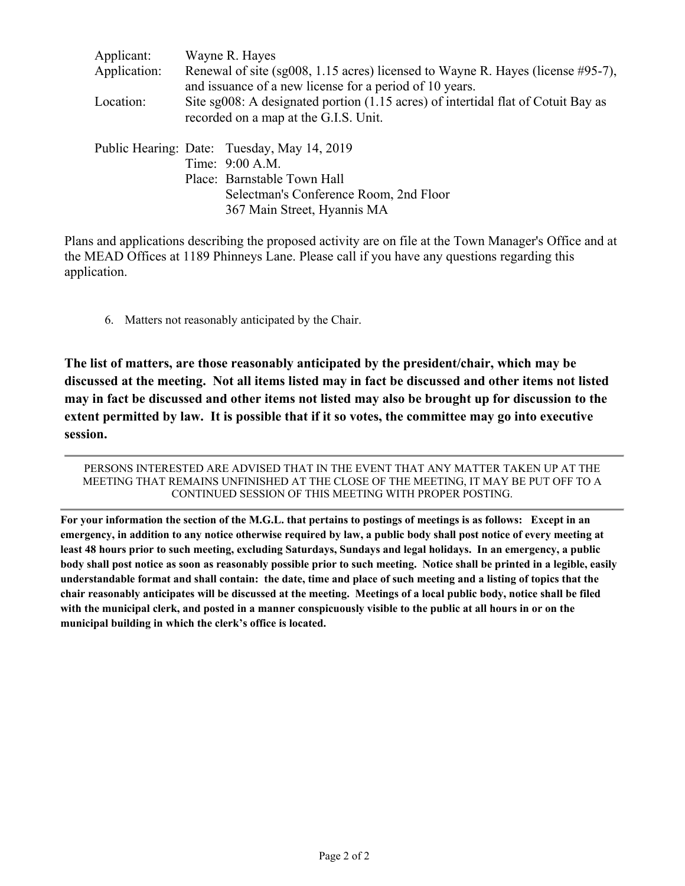Applicant: Wayne R. Hayes

Application: Renewal of site (sg008, 1.15 acres) licensed to Wayne R. Hayes (license #95-7), and issuance of a new license for a period of 10 years.

Location: Site sg008: A designated portion (1.15 acres) of intertidal flat of Cotuit Bay as recorded on a map at the G.I.S. Unit.

Public Hearing: Date: Tuesday, May 14, 2019
Time: 9:00 A.M.
Place: Barnstable Town Hall
Selectman's Conference Room, 2nd Floor
367 Main Street, Hyannis MA

Plans and applications describing the proposed activity are on file at the Town Manager's Office and at the MEAD Offices at 1189 Phinneys Lane. Please call if you have any questions regarding this application.

6. Matters not reasonably anticipated by the Chair.

**The list of matters, are those reasonably anticipated by the president/chair, which may be discussed at the meeting. Not all items listed may in fact be discussed and other items not listed may in fact be discussed and other items not listed may also be brought up for discussion to the extent permitted by law. It is possible that if it so votes, the committee may go into executive session.**

---

PERSONS INTERESTED ARE ADVISED THAT IN THE EVENT THAT ANY MATTER TAKEN UP AT THE MEETING THAT REMAINS UNFINISHED AT THE CLOSE OF THE MEETING, IT MAY BE PUT OFF TO A CONTINUED SESSION OF THIS MEETING WITH PROPER POSTING.

---

**For your information the section of the M.G.L. that pertains to postings of meetings is as follows: Except in an emergency, in addition to any notice otherwise required by law, a public body shall post notice of every meeting at least 48 hours prior to such meeting, excluding Saturdays, Sundays and legal holidays. In an emergency, a public body shall post notice as soon as reasonably possible prior to such meeting. Notice shall be printed in a legible, easily understandable format and shall contain: the date, time and place of such meeting and a listing of topics that the chair reasonably anticipates will be discussed at the meeting. Meetings of a local public body, notice shall be filed with the municipal clerk, and posted in a manner conspicuously visible to the public at all hours in or on the municipal building in which the clerk's office is located.**